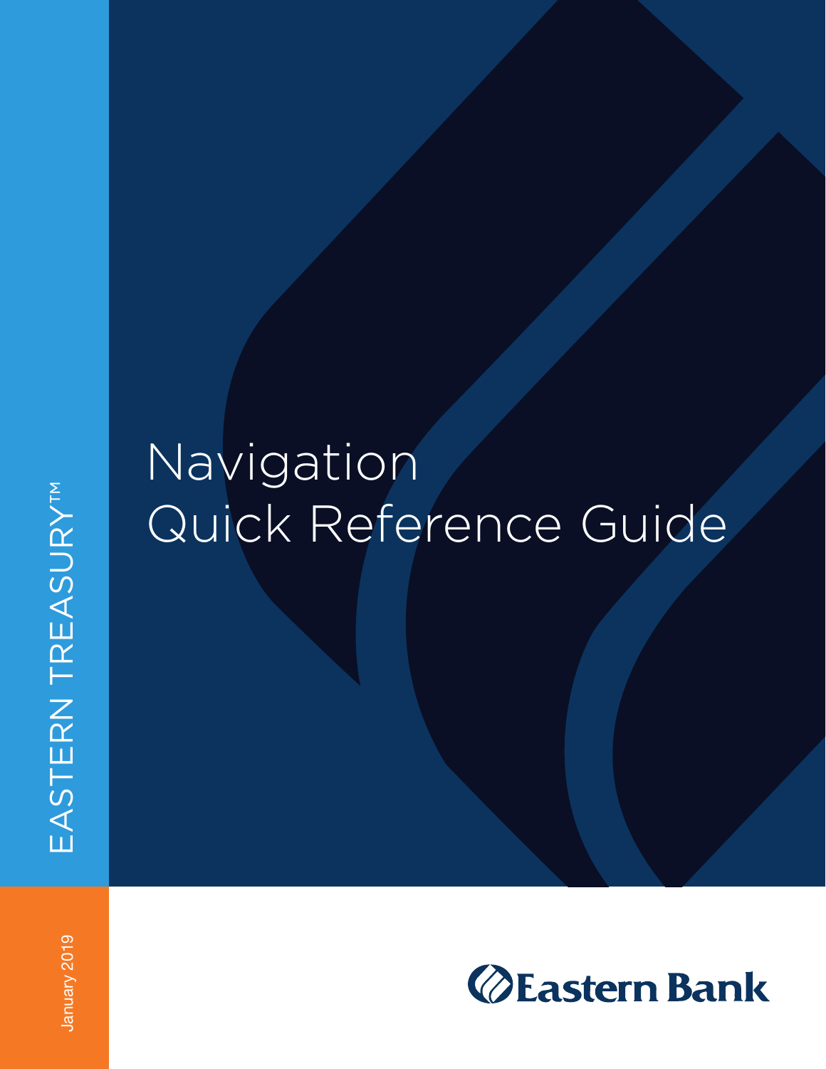EASTERN TREASURY™

# Navigation Quick Reference Guide

January 2019

Eastern Bank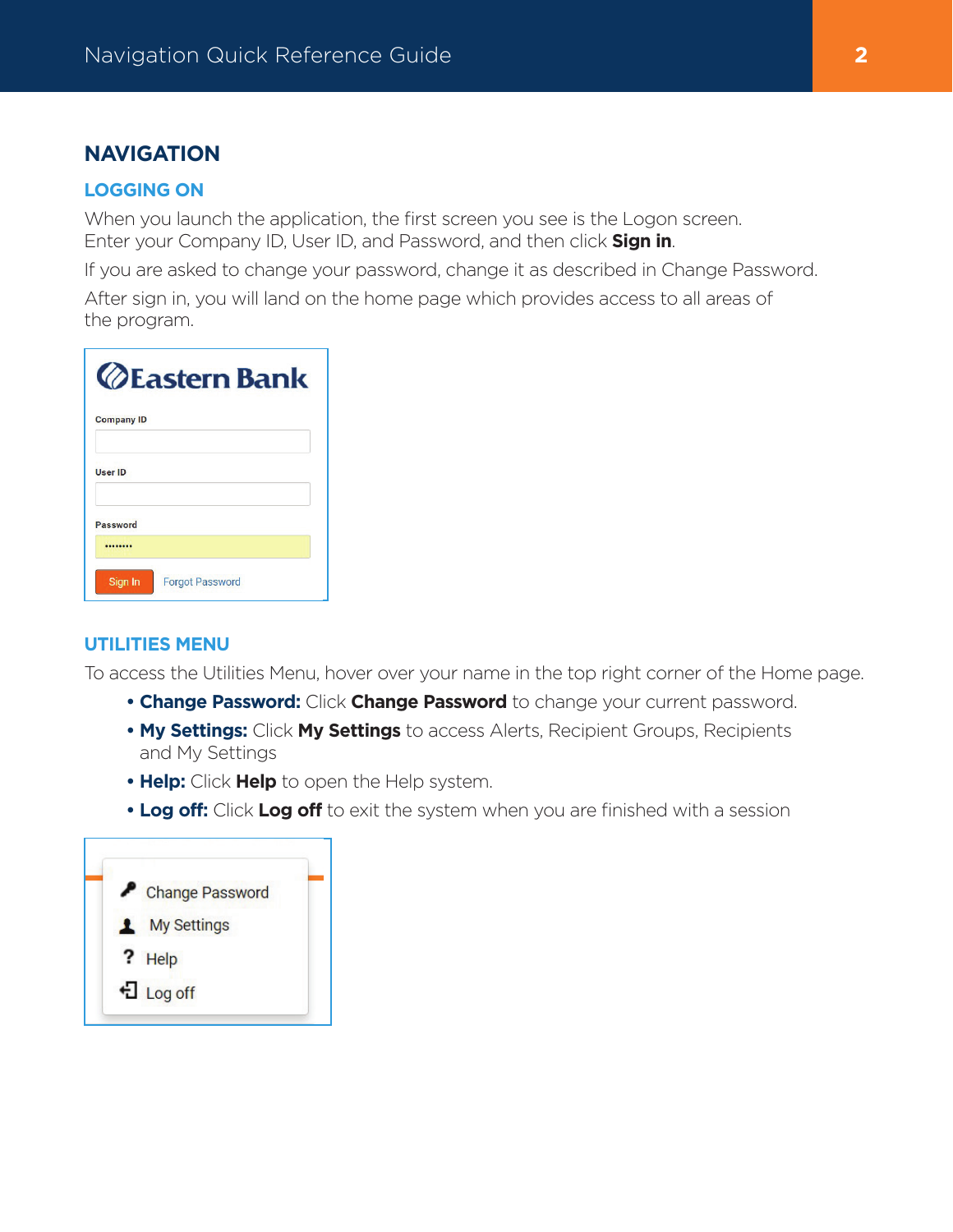# NAVIGATION

## LOGGING ON

When you launch the application, the first screen you see is the Logon screen. Enter your Company ID, User ID, and Password, and then click **Sign in**.

If you are asked to change your password, change it as described in Change Password.

After sign in, you will land on the home page which provides access to all areas of the program.

## UTILITIES MENU

To access the Utilities Menu, hover over your name in the top right corner of the Home page.

- **Change Password:** Click **Change Password** to change your current password.
- **My Settings:** Click **My Settings** to access Alerts, Recipient Groups, Recipients and My Settings
- **Help:** Click **Help** to open the Help system.
- **Log off:** Click **Log off** to exit the system when you are finished with a session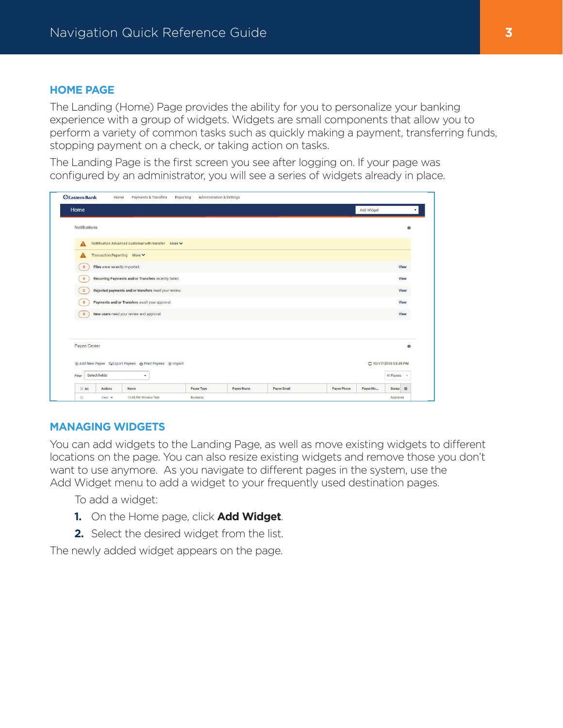## HOME PAGE

The Landing (Home) Page provides the ability for you to personalize your banking experience with a group of widgets. Widgets are small components that allow you to perform a variety of common tasks such as quickly making a payment, transferring funds, stopping payment on a check, or taking action on tasks.

The Landing Page is the first screen you see after logging on. If your page was configured by an administrator, you will see a series of widgets already in place.

## MANAGING WIDGETS

You can add widgets to the Landing Page, as well as move existing widgets to different locations on the page. You can also resize existing widgets and remove those you don't want to use anymore. As you navigate to different pages in the system, use the Add Widget menu to add a widget to your frequently used destination pages.

To add a widget:

1. On the Home page, click **Add Widget**.
2. Select the desired widget from the list.

The newly added widget appears on the page.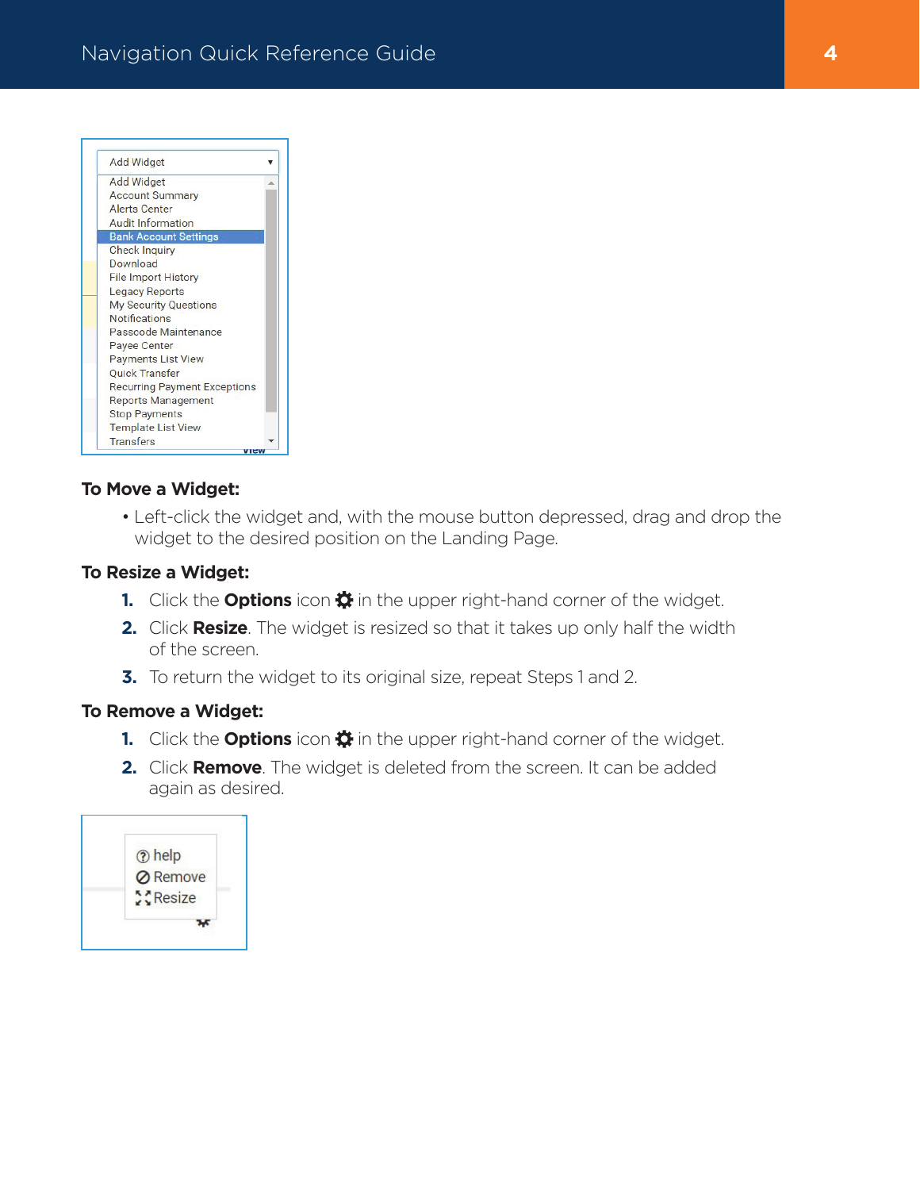Add Widget

- Add Widget
- Account Summary
- Alerts Center
- Audit Information
- Bank Account Settings
- Check Inquiry
- Download
- File Import History
- Legacy Reports
- My Security Questions
- Notifications
- Passcode Maintenance
- Payee Center
- Payments List View
- Quick Transfer
- Recurring Payment Exceptions
- Reports Management
- Stop Payments
- Template List View
- Transfers

## To Move a Widget:

- Left-click the widget and, with the mouse button depressed, drag and drop the widget to the desired position on the Landing Page.

## To Resize a Widget:

1. Click the **Options** icon in the upper right-hand corner of the widget.
2. Click **Resize**. The widget is resized so that it takes up only half the width of the screen.
3. To return the widget to its original size, repeat Steps 1 and 2.

## To Remove a Widget:

1. Click the **Options** icon in the upper right-hand corner of the widget.
2. Click **Remove**. The widget is deleted from the screen. It can be added again as desired.

- help
- Remove
- Resize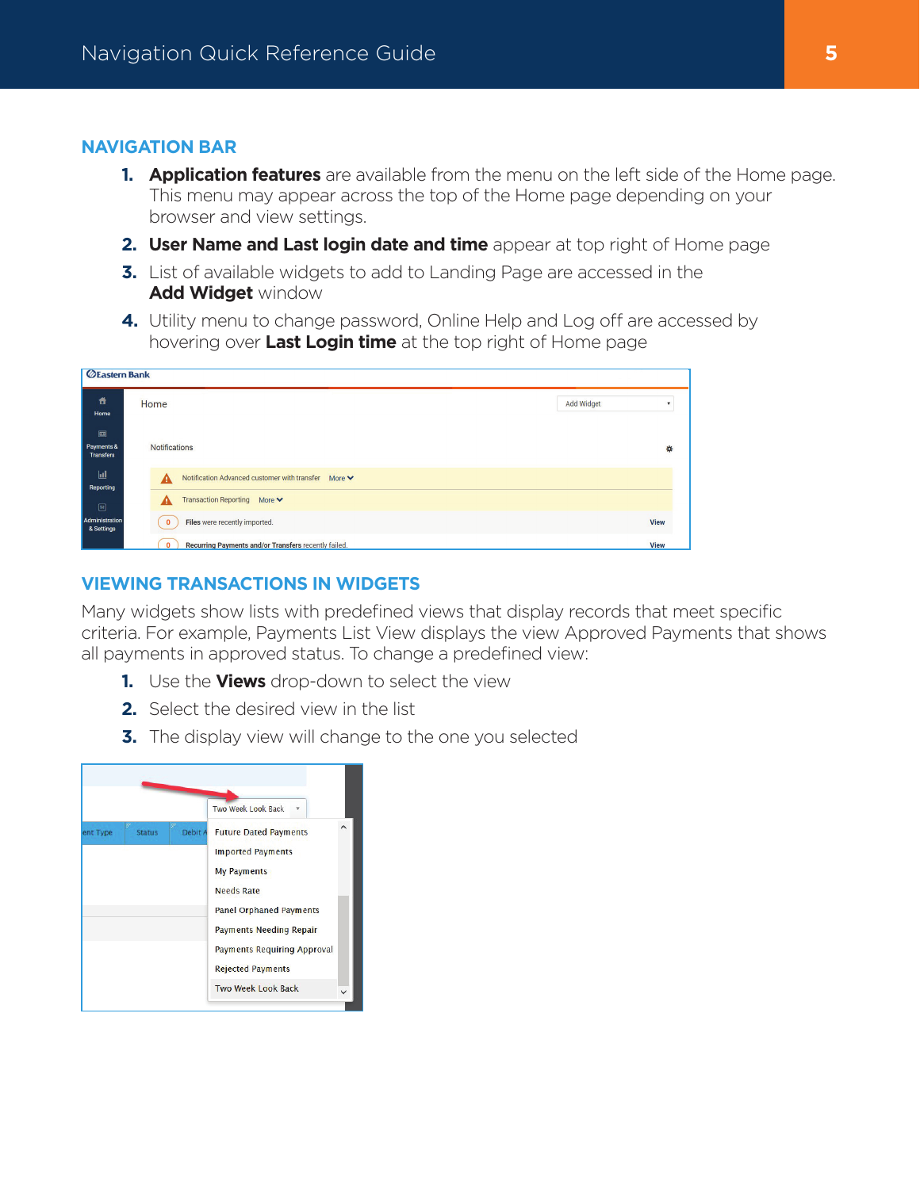## NAVIGATION BAR

1. **Application features** are available from the menu on the left side of the Home page. This menu may appear across the top of the Home page depending on your browser and view settings.
2. **User Name and Last login date and time** appear at top right of Home page
3. List of available widgets to add to Landing Page are accessed in the **Add Widget** window
4. Utility menu to change password, Online Help and Log off are accessed by hovering over **Last Login time** at the top right of Home page

## VIEWING TRANSACTIONS IN WIDGETS

Many widgets show lists with predefined views that display records that meet specific criteria. For example, Payments List View displays the view Approved Payments that shows all payments in approved status. To change a predefined view:

1. Use the **Views** drop-down to select the view
2. Select the desired view in the list
3. The display view will change to the one you selected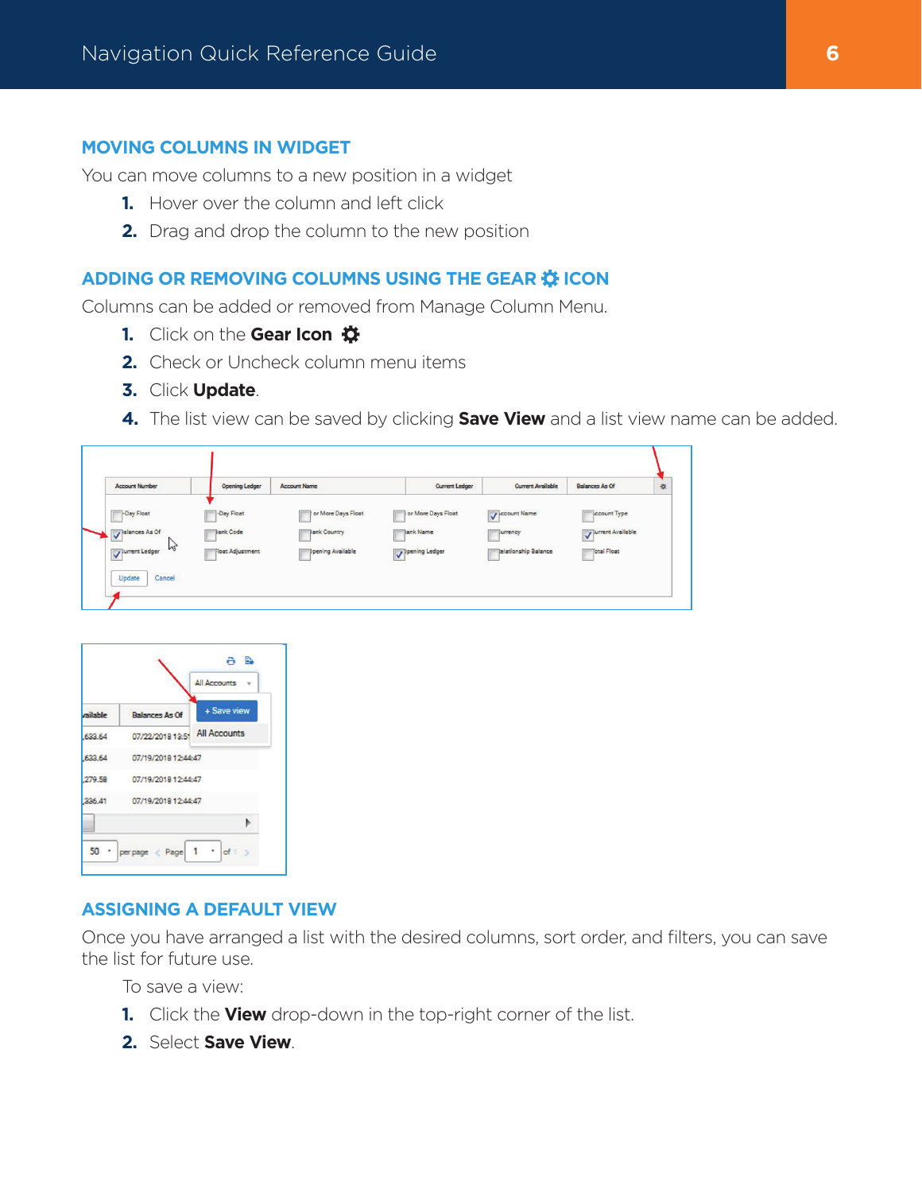## MOVING COLUMNS IN WIDGET

You can move columns to a new position in a widget

1. Hover over the column and left click
2. Drag and drop the column to the new position

## ADDING OR REMOVING COLUMNS USING THE GEAR ⚙ ICON

Columns can be added or removed from Manage Column Menu.

1. Click on the **Gear Icon** ⚙
2. Check or Uncheck column menu items
3. Click **Update**.
4. The list view can be saved by clicking **Save View** and a list view name can be added.

## ASSIGNING A DEFAULT VIEW

Once you have arranged a list with the desired columns, sort order, and filters, you can save the list for future use.

To save a view:

1. Click the **View** drop-down in the top-right corner of the list.
2. Select **Save View**.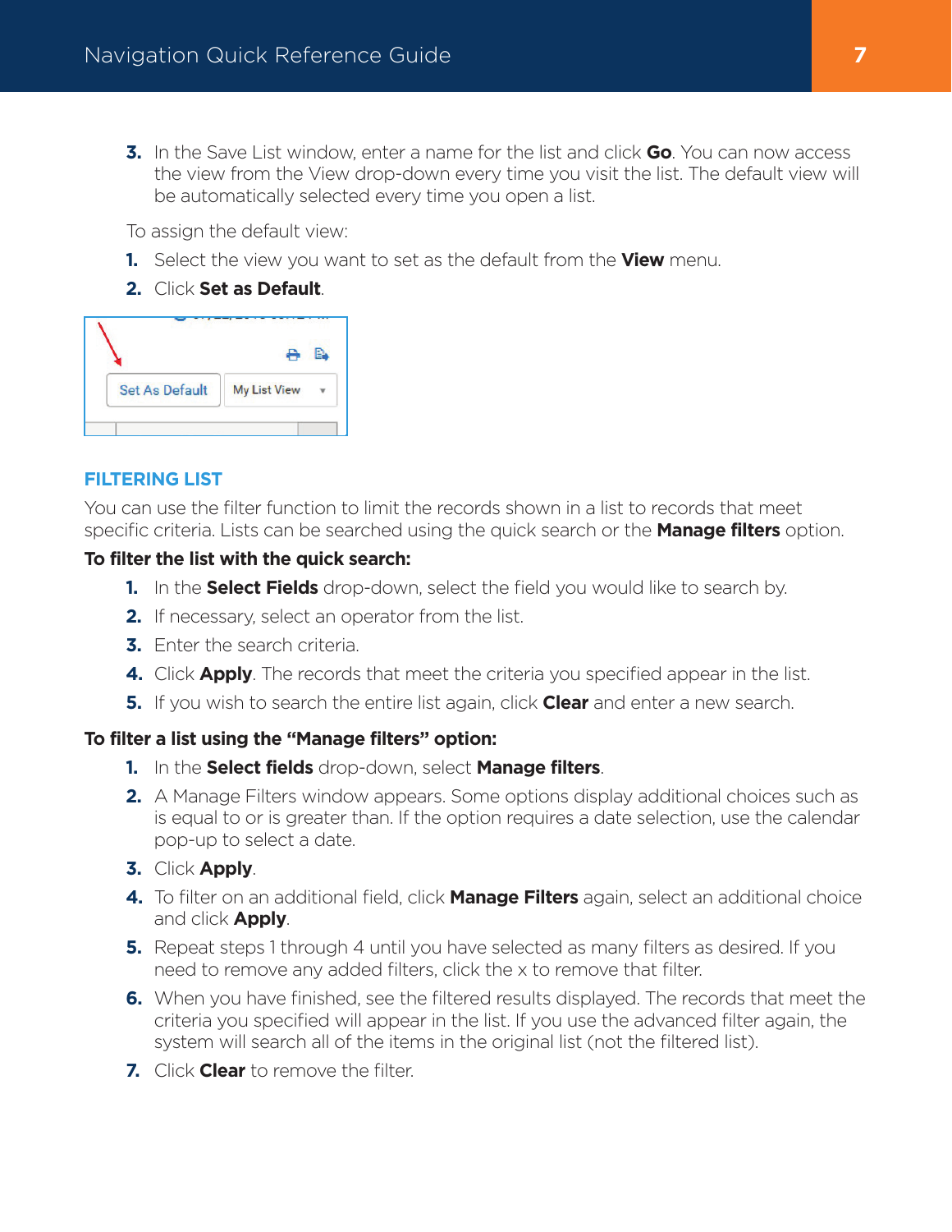3. In the Save List window, enter a name for the list and click **Go**. You can now access the view from the View drop-down every time you visit the list. The default view will be automatically selected every time you open a list.

To assign the default view:

1. Select the view you want to set as the default from the **View** menu.
2. Click **Set as Default**.

## FILTERING LIST

You can use the filter function to limit the records shown in a list to records that meet specific criteria. Lists can be searched using the quick search or the **Manage filters** option.

**To filter the list with the quick search:**

1. In the **Select Fields** drop-down, select the field you would like to search by.
2. If necessary, select an operator from the list.
3. Enter the search criteria.
4. Click **Apply**. The records that meet the criteria you specified appear in the list.
5. If you wish to search the entire list again, click **Clear** and enter a new search.

**To filter a list using the "Manage filters" option:**

1. In the **Select fields** drop-down, select **Manage filters**.
2. A Manage Filters window appears. Some options display additional choices such as is equal to or is greater than. If the option requires a date selection, use the calendar pop-up to select a date.
3. Click **Apply**.
4. To filter on an additional field, click **Manage Filters** again, select an additional choice and click **Apply**.
5. Repeat steps 1 through 4 until you have selected as many filters as desired. If you need to remove any added filters, click the x to remove that filter.
6. When you have finished, see the filtered results displayed. The records that meet the criteria you specified will appear in the list. If you use the advanced filter again, the system will search all of the items in the original list (not the filtered list).
7. Click **Clear** to remove the filter.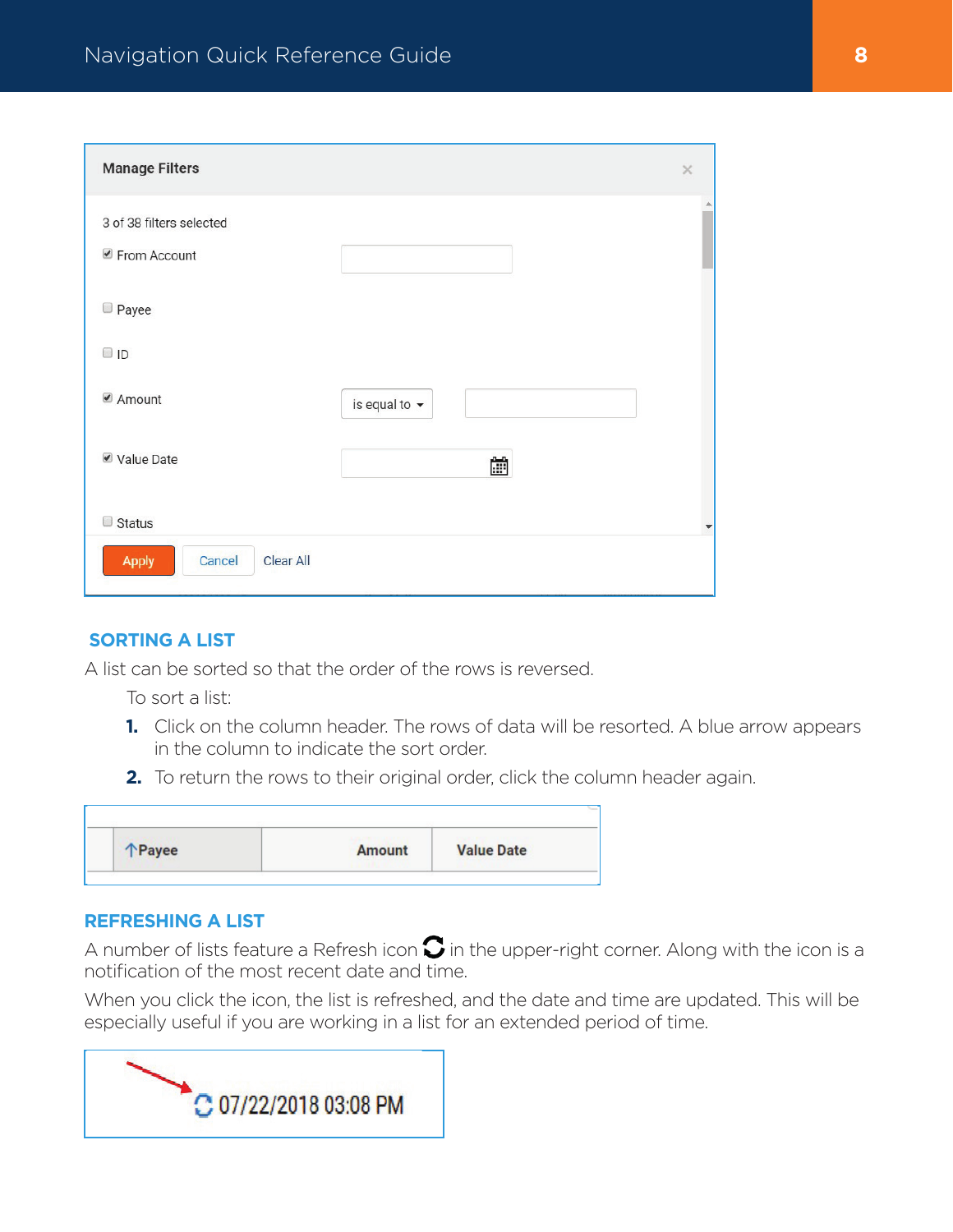## SORTING A LIST

A list can be sorted so that the order of the rows is reversed.

To sort a list:

1. Click on the column header. The rows of data will be resorted. A blue arrow appears in the column to indicate the sort order.
2. To return the rows to their original order, click the column header again.

## REFRESHING A LIST

A number of lists feature a Refresh icon in the upper-right corner. Along with the icon is a notification of the most recent date and time.

When you click the icon, the list is refreshed, and the date and time are updated. This will be especially useful if you are working in a list for an extended period of time.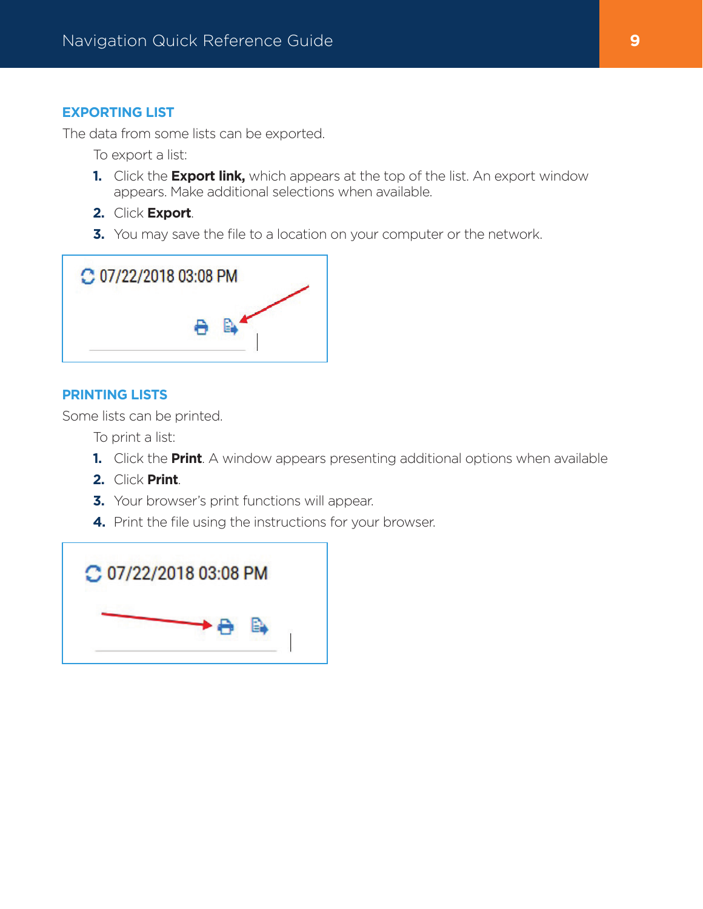## EXPORTING LIST

The data from some lists can be exported.

To export a list:

1. Click the **Export link,** which appears at the top of the list. An export window appears. Make additional selections when available.
2. Click **Export**.
3. You may save the file to a location on your computer or the network.

07/22/2018 03:08 PM

## PRINTING LISTS

Some lists can be printed.

To print a list:

1. Click the **Print**. A window appears presenting additional options when available
2. Click **Print**.
3. Your browser's print functions will appear.
4. Print the file using the instructions for your browser.

07/22/2018 03:08 PM